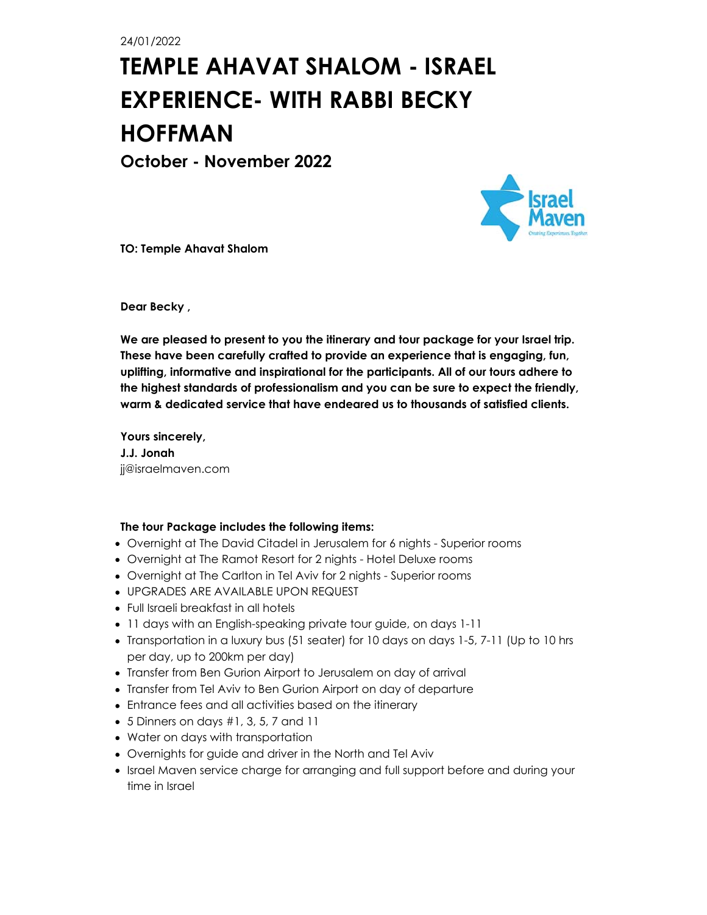24/01/2022

# TEMPLE AHAVAT SHALOM - ISRAEL EXPERIENCE- WITH RABBI BECKY HOFFMAN

## October - November 2022

**TO: Temple Ahavat Shalom**

**Dear Becky ,**

**We are pleased to present to you the itinerary and tour package for your Israel trip. These have been carefully crafted to provide an experience that is engaging, fun, uplifting, informative and inspirational for the participants. All of our tours adhere to the highest standards of professionalism and you can be sure to expect the friendly, warm & dedicated service that have endeared us to thousands of satisfied clients.**

**Yours sincerely,**
**J.J. Jonah**
jj@israelmaven.com

**The tour Package includes the following items:**

- Overnight at The David Citadel in Jerusalem for 6 nights - Superior rooms
- Overnight at The Ramot Resort for 2 nights - Hotel Deluxe rooms
- Overnight at The Carlton in Tel Aviv for 2 nights - Superior rooms
- UPGRADES ARE AVAILABLE UPON REQUEST
- Full Israeli breakfast in all hotels
- 11 days with an English-speaking private tour guide, on days 1-11
- Transportation in a luxury bus (51 seater) for 10 days on days 1-5, 7-11 (Up to 10 hrs per day, up to 200km per day)
- Transfer from Ben Gurion Airport to Jerusalem on day of arrival
- Transfer from Tel Aviv to Ben Gurion Airport on day of departure
- Entrance fees and all activities based on the itinerary
- 5 Dinners on days #1, 3, 5, 7 and 11
- Water on days with transportation
- Overnights for guide and driver in the North and Tel Aviv
- Israel Maven service charge for arranging and full support before and during your time in Israel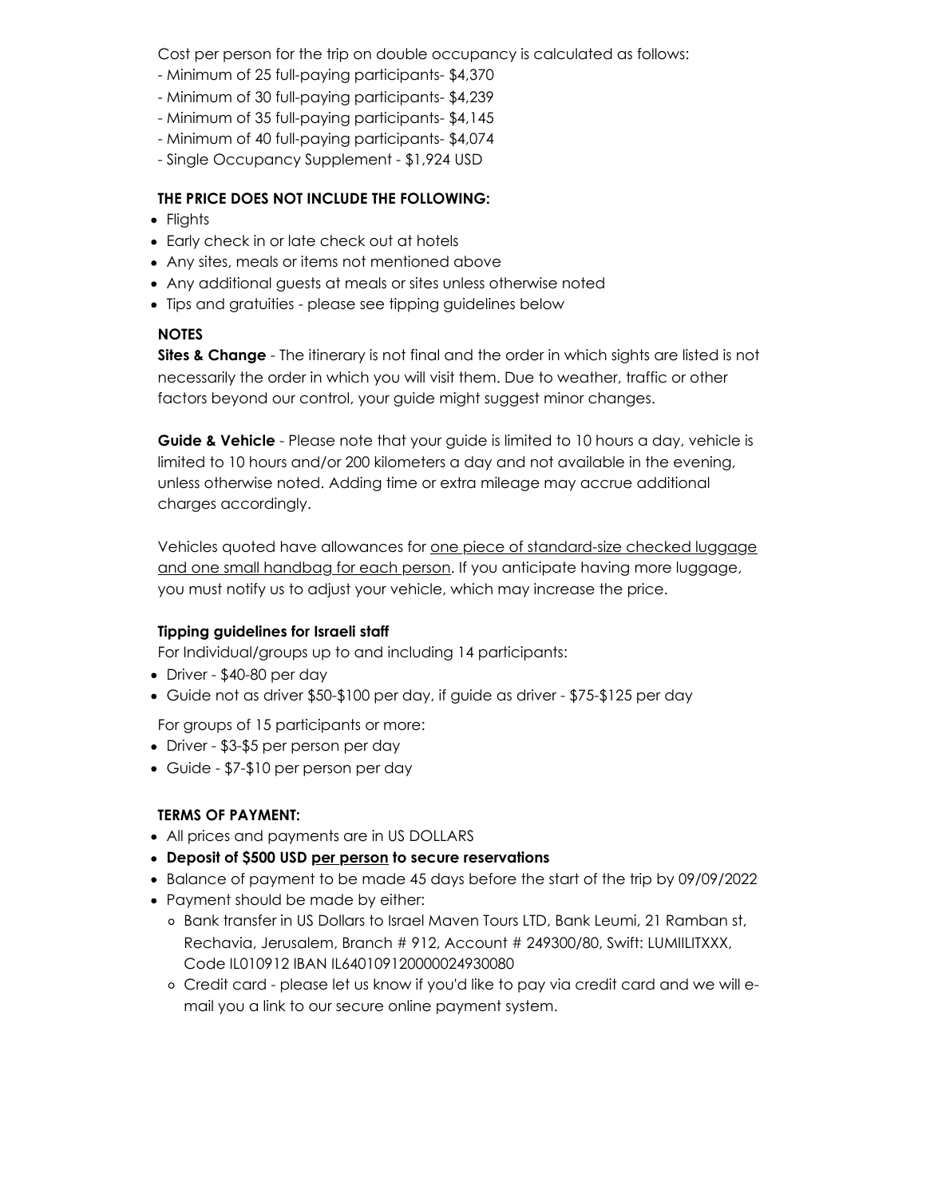Cost per person for the trip on double occupancy is calculated as follows:

- Minimum of 25 full-paying participants- $4,370
- Minimum of 30 full-paying participants- $4,239
- Minimum of 35 full-paying participants- $4,145
- Minimum of 40 full-paying participants- $4,074
- Single Occupancy Supplement - $1,924 USD

**THE PRICE DOES NOT INCLUDE THE FOLLOWING:**

- Flights
- Early check in or late check out at hotels
- Any sites, meals or items not mentioned above
- Any additional guests at meals or sites unless otherwise noted
- Tips and gratuities - please see tipping guidelines below

**NOTES**

**Sites & Change** - The itinerary is not final and the order in which sights are listed is not necessarily the order in which you will visit them. Due to weather, traffic or other factors beyond our control, your guide might suggest minor changes.

**Guide & Vehicle** - Please note that your guide is limited to 10 hours a day, vehicle is limited to 10 hours and/or 200 kilometers a day and not available in the evening, unless otherwise noted. Adding time or extra mileage may accrue additional charges accordingly.

Vehicles quoted have allowances for one piece of standard-size checked luggage and one small handbag for each person. If you anticipate having more luggage, you must notify us to adjust your vehicle, which may increase the price.

**Tipping guidelines for Israeli staff**

For Individual/groups up to and including 14 participants:

- Driver - $40-80 per day
- Guide not as driver $50-$100 per day, if guide as driver - $75-$125 per day

For groups of 15 participants or more:

- Driver - $3-$5 per person per day
- Guide - $7-$10 per person per day

**TERMS OF PAYMENT:**

- All prices and payments are in US DOLLARS
- **Deposit of $500 USD per person to secure reservations**
- Balance of payment to be made 45 days before the start of the trip by 09/09/2022
- Payment should be made by either:
  - Bank transfer in US Dollars to Israel Maven Tours LTD, Bank Leumi, 21 Ramban st, Rechavia, Jerusalem, Branch # 912, Account # 249300/80, Swift: LUMIILITXXX, Code IL010912 IBAN IL640109120000024930080
  - Credit card - please let us know if you'd like to pay via credit card and we will e-mail you a link to our secure online payment system.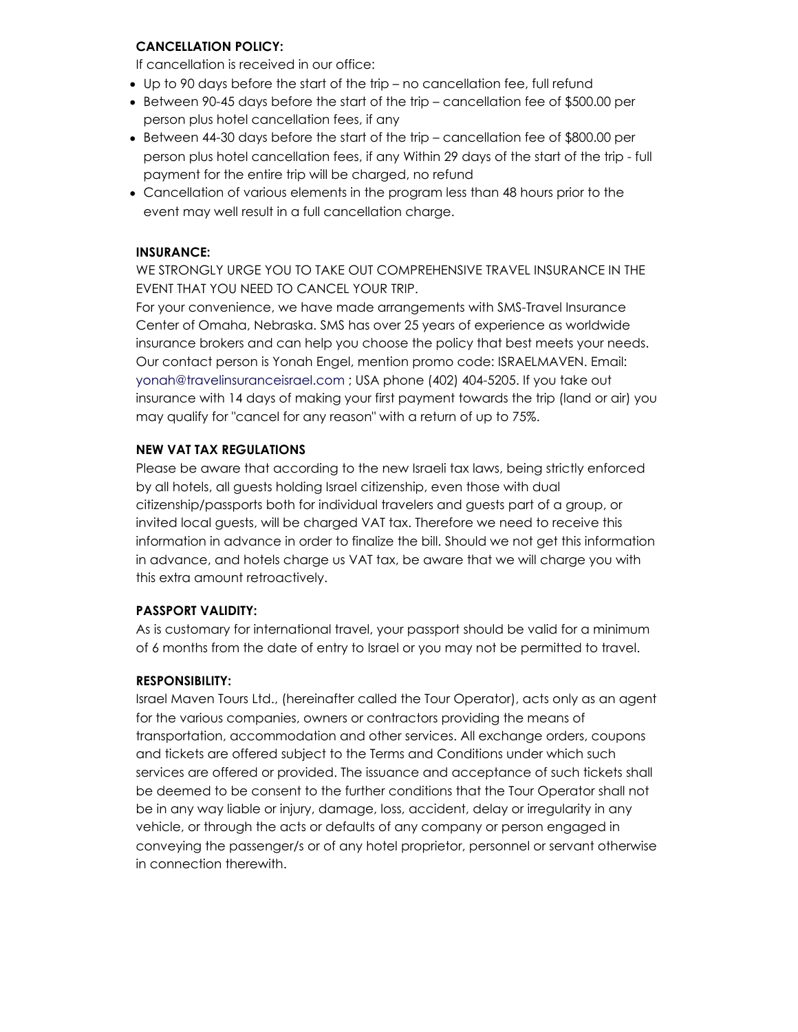**CANCELLATION POLICY:**

If cancellation is received in our office:

- Up to 90 days before the start of the trip – no cancellation fee, full refund
- Between 90-45 days before the start of the trip – cancellation fee of $500.00 per person plus hotel cancellation fees, if any
- Between 44-30 days before the start of the trip – cancellation fee of $800.00 per person plus hotel cancellation fees, if any Within 29 days of the start of the trip - full payment for the entire trip will be charged, no refund
- Cancellation of various elements in the program less than 48 hours prior to the event may well result in a full cancellation charge.

**INSURANCE:**

WE STRONGLY URGE YOU TO TAKE OUT COMPREHENSIVE TRAVEL INSURANCE IN THE EVENT THAT YOU NEED TO CANCEL YOUR TRIP.

For your convenience, we have made arrangements with SMS-Travel Insurance Center of Omaha, Nebraska. SMS has over 25 years of experience as worldwide insurance brokers and can help you choose the policy that best meets your needs. Our contact person is Yonah Engel, mention promo code: ISRAELMAVEN. Email: yonah@travelinsuranceisrael.com ; USA phone (402) 404-5205. If you take out insurance with 14 days of making your first payment towards the trip (land or air) you may qualify for "cancel for any reason" with a return of up to 75%.

**NEW VAT TAX REGULATIONS**

Please be aware that according to the new Israeli tax laws, being strictly enforced by all hotels, all guests holding Israel citizenship, even those with dual citizenship/passports both for individual travelers and guests part of a group, or invited local guests, will be charged VAT tax. Therefore we need to receive this information in advance in order to finalize the bill. Should we not get this information in advance, and hotels charge us VAT tax, be aware that we will charge you with this extra amount retroactively.

**PASSPORT VALIDITY:**

As is customary for international travel, your passport should be valid for a minimum of 6 months from the date of entry to Israel or you may not be permitted to travel.

**RESPONSIBILITY:**

Israel Maven Tours Ltd., (hereinafter called the Tour Operator), acts only as an agent for the various companies, owners or contractors providing the means of transportation, accommodation and other services. All exchange orders, coupons and tickets are offered subject to the Terms and Conditions under which such services are offered or provided. The issuance and acceptance of such tickets shall be deemed to be consent to the further conditions that the Tour Operator shall not be in any way liable or injury, damage, loss, accident, delay or irregularity in any vehicle, or through the acts or defaults of any company or person engaged in conveying the passenger/s or of any hotel proprietor, personnel or servant otherwise in connection therewith.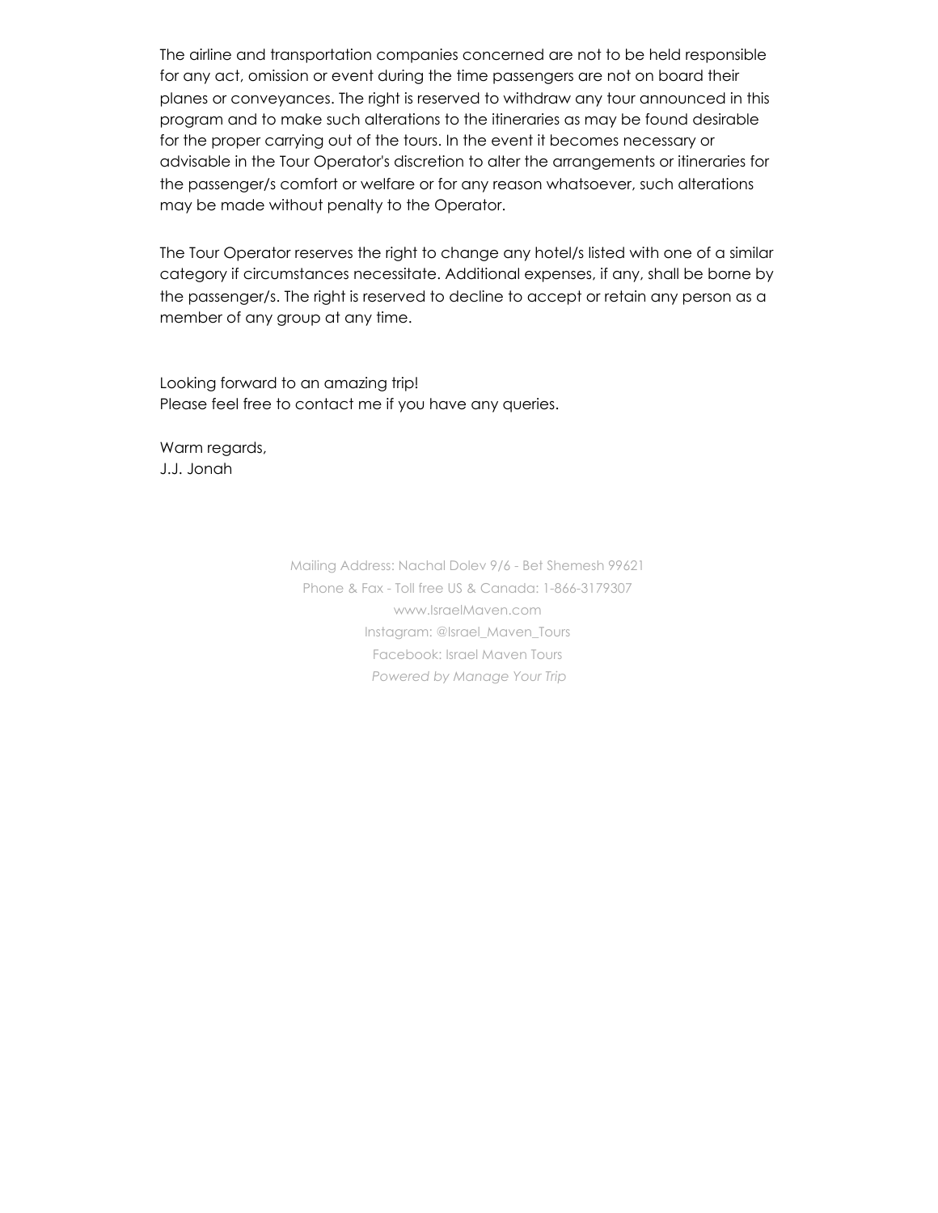The airline and transportation companies concerned are not to be held responsible for any act, omission or event during the time passengers are not on board their planes or conveyances. The right is reserved to withdraw any tour announced in this program and to make such alterations to the itineraries as may be found desirable for the proper carrying out of the tours. In the event it becomes necessary or advisable in the Tour Operator's discretion to alter the arrangements or itineraries for the passenger/s comfort or welfare or for any reason whatsoever, such alterations may be made without penalty to the Operator.

The Tour Operator reserves the right to change any hotel/s listed with one of a similar category if circumstances necessitate. Additional expenses, if any, shall be borne by the passenger/s. The right is reserved to decline to accept or retain any person as a member of any group at any time.

Looking forward to an amazing trip!
Please feel free to contact me if you have any queries.

Warm regards,
J.J. Jonah

Mailing Address: Nachal Dolev 9/6 - Bet Shemesh 99621
Phone & Fax - Toll free US & Canada: 1-866-3179307
www.IsraelMaven.com
Instagram: @Israel_Maven_Tours
Facebook: Israel Maven Tours
*Powered by Manage Your Trip*